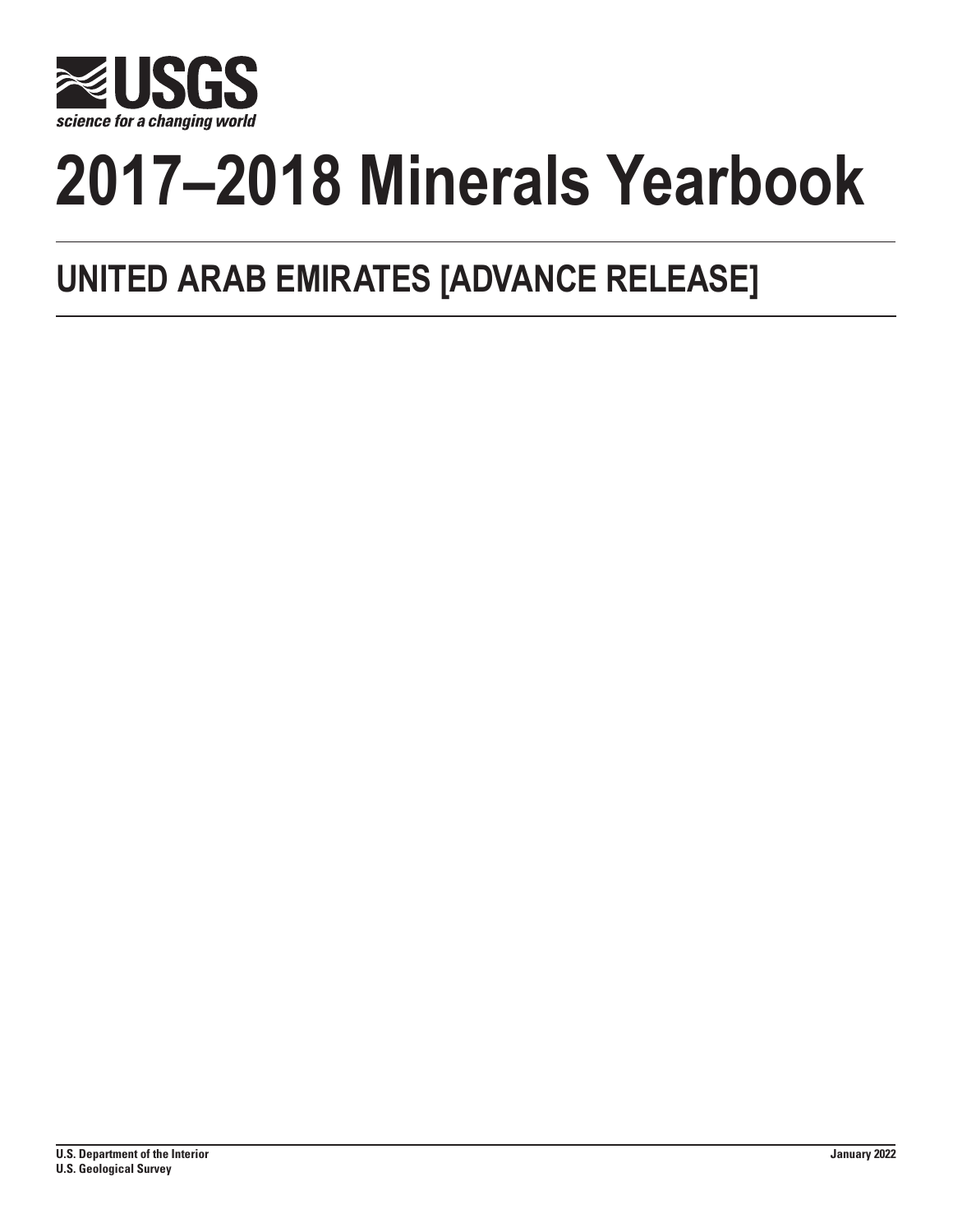USGS

*science for a changing world*

# 2017–2018 Minerals Yearbook

## UNITED ARAB EMIRATES [ADVANCE RELEASE]

**U.S. Department of the Interior**
**U.S. Geological Survey**

**January 2022**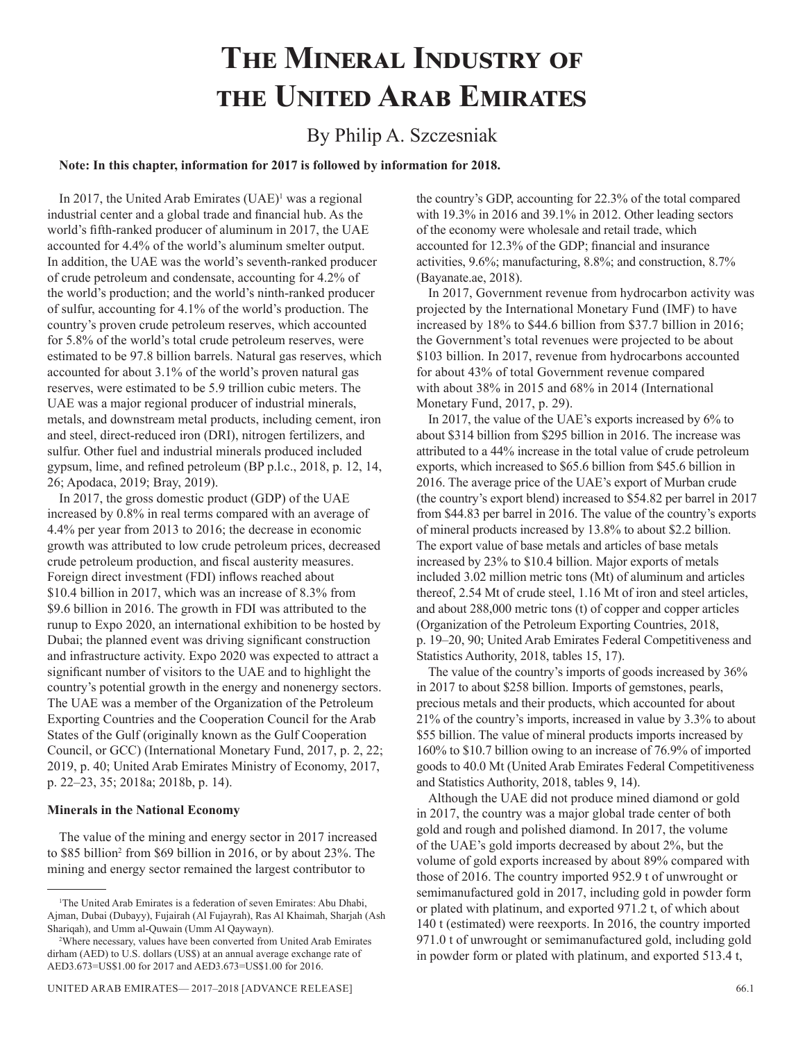# The Mineral Industry of the United Arab Emirates

By Philip A. Szczesniak

**Note: In this chapter, information for 2017 is followed by information for 2018.**

In 2017, the United Arab Emirates (UAE)[1] was a regional industrial center and a global trade and financial hub. As the world's fifth-ranked producer of aluminum in 2017, the UAE accounted for 4.4% of the world's aluminum smelter output. In addition, the UAE was the world's seventh-ranked producer of crude petroleum and condensate, accounting for 4.2% of the world's production; and the world's ninth-ranked producer of sulfur, accounting for 4.1% of the world's production. The country's proven crude petroleum reserves, which accounted for 5.8% of the world's total crude petroleum reserves, were estimated to be 97.8 billion barrels. Natural gas reserves, which accounted for about 3.1% of the world's proven natural gas reserves, were estimated to be 5.9 trillion cubic meters. The UAE was a major regional producer of industrial minerals, metals, and downstream metal products, including cement, iron and steel, direct-reduced iron (DRI), nitrogen fertilizers, and sulfur. Other fuel and industrial minerals produced included gypsum, lime, and refined petroleum (BP p.l.c., 2018, p. 12, 14, 26; Apodaca, 2019; Bray, 2019).

In 2017, the gross domestic product (GDP) of the UAE increased by 0.8% in real terms compared with an average of 4.4% per year from 2013 to 2016; the decrease in economic growth was attributed to low crude petroleum prices, decreased crude petroleum production, and fiscal austerity measures. Foreign direct investment (FDI) inflows reached about \$10.4 billion in 2017, which was an increase of 8.3% from \$9.6 billion in 2016. The growth in FDI was attributed to the runup to Expo 2020, an international exhibition to be hosted by Dubai; the planned event was driving significant construction and infrastructure activity. Expo 2020 was expected to attract a significant number of visitors to the UAE and to highlight the country's potential growth in the energy and nonenergy sectors. The UAE was a member of the Organization of the Petroleum Exporting Countries and the Cooperation Council for the Arab States of the Gulf (originally known as the Gulf Cooperation Council, or GCC) (International Monetary Fund, 2017, p. 2, 22; 2019, p. 40; United Arab Emirates Ministry of Economy, 2017, p. 22–23, 35; 2018a; 2018b, p. 14).

### Minerals in the National Economy

The value of the mining and energy sector in 2017 increased to \$85 billion[2] from \$69 billion in 2016, or by about 23%. The mining and energy sector remained the largest contributor to the country's GDP, accounting for 22.3% of the total compared with 19.3% in 2016 and 39.1% in 2012. Other leading sectors of the economy were wholesale and retail trade, which accounted for 12.3% of the GDP; financial and insurance activities, 9.6%; manufacturing, 8.8%; and construction, 8.7% (Bayanate.ae, 2018).

In 2017, Government revenue from hydrocarbon activity was projected by the International Monetary Fund (IMF) to have increased by 18% to \$44.6 billion from \$37.7 billion in 2016; the Government's total revenues were projected to be about \$103 billion. In 2017, revenue from hydrocarbons accounted for about 43% of total Government revenue compared with about 38% in 2015 and 68% in 2014 (International Monetary Fund, 2017, p. 29).

In 2017, the value of the UAE's exports increased by 6% to about \$314 billion from \$295 billion in 2016. The increase was attributed to a 44% increase in the total value of crude petroleum exports, which increased to \$65.6 billion from \$45.6 billion in 2016. The average price of the UAE's export of Murban crude (the country's export blend) increased to \$54.82 per barrel in 2017 from \$44.83 per barrel in 2016. The value of the country's exports of mineral products increased by 13.8% to about \$2.2 billion. The export value of base metals and articles of base metals increased by 23% to \$10.4 billion. Major exports of metals included 3.02 million metric tons (Mt) of aluminum and articles thereof, 2.54 Mt of crude steel, 1.16 Mt of iron and steel articles, and about 288,000 metric tons (t) of copper and copper articles (Organization of the Petroleum Exporting Countries, 2018, p. 19–20, 90; United Arab Emirates Federal Competitiveness and Statistics Authority, 2018, tables 15, 17).

The value of the country's imports of goods increased by 36% in 2017 to about \$258 billion. Imports of gemstones, pearls, precious metals and their products, which accounted for about 21% of the country's imports, increased in value by 3.3% to about \$55 billion. The value of mineral products imports increased by 160% to \$10.7 billion owing to an increase of 76.9% of imported goods to 40.0 Mt (United Arab Emirates Federal Competitiveness and Statistics Authority, 2018, tables 9, 14).

Although the UAE did not produce mined diamond or gold in 2017, the country was a major global trade center of both gold and rough and polished diamond. In 2017, the volume of the UAE's gold imports decreased by about 2%, but the volume of gold exports increased by about 89% compared with those of 2016. The country imported 952.9 t of unwrought or semimanufactured gold in 2017, including gold in powder form or plated with platinum, and exported 971.2 t, of which about 140 t (estimated) were reexports. In 2016, the country imported 971.0 t of unwrought or semimanufactured gold, including gold in powder form or plated with platinum, and exported 513.4 t,

---

[1]The United Arab Emirates is a federation of seven Emirates: Abu Dhabi, Ajman, Dubai (Dubayy), Fujairah (Al Fujayrah), Ras Al Khaimah, Sharjah (Ash Shariqah), and Umm al-Quwain (Umm Al Qaywayn).

[2]Where necessary, values have been converted from United Arab Emirates dirham (AED) to U.S. dollars (US\$) at an annual average exchange rate of AED3.673=US\$1.00 for 2017 and AED3.673=US\$1.00 for 2016.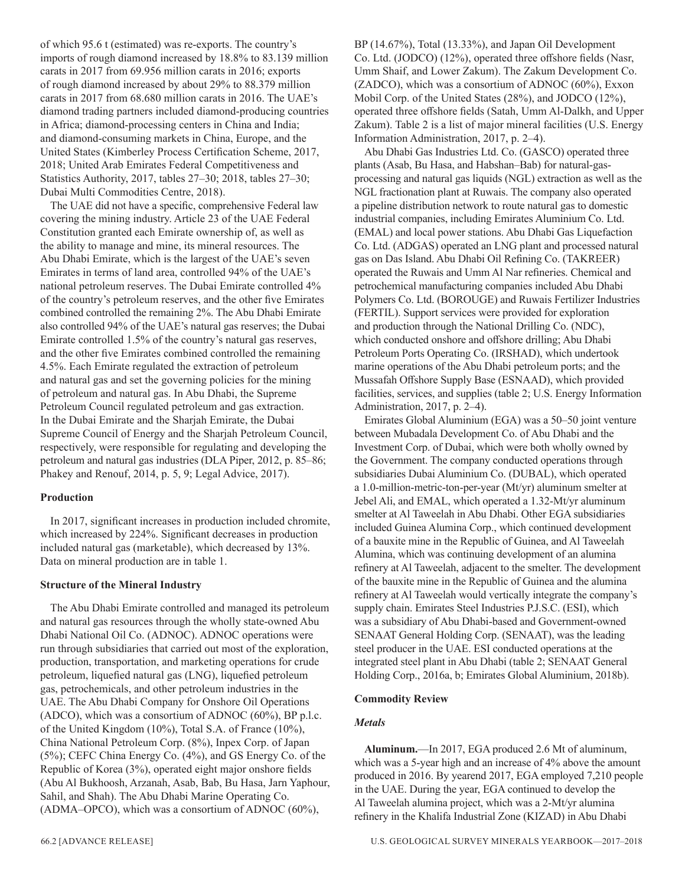of which 95.6 t (estimated) was re-exports. The country's imports of rough diamond increased by 18.8% to 83.139 million carats in 2017 from 69.956 million carats in 2016; exports of rough diamond increased by about 29% to 88.379 million carats in 2017 from 68.680 million carats in 2016. The UAE's diamond trading partners included diamond-producing countries in Africa; diamond-processing centers in China and India; and diamond-consuming markets in China, Europe, and the United States (Kimberley Process Certification Scheme, 2017, 2018; United Arab Emirates Federal Competitiveness and Statistics Authority, 2017, tables 27–30; 2018, tables 27–30; Dubai Multi Commodities Centre, 2018).

The UAE did not have a specific, comprehensive Federal law covering the mining industry. Article 23 of the UAE Federal Constitution granted each Emirate ownership of, as well as the ability to manage and mine, its mineral resources. The Abu Dhabi Emirate, which is the largest of the UAE's seven Emirates in terms of land area, controlled 94% of the UAE's national petroleum reserves. The Dubai Emirate controlled 4% of the country's petroleum reserves, and the other five Emirates combined controlled the remaining 2%. The Abu Dhabi Emirate also controlled 94% of the UAE's natural gas reserves; the Dubai Emirate controlled 1.5% of the country's natural gas reserves, and the other five Emirates combined controlled the remaining 4.5%. Each Emirate regulated the extraction of petroleum and natural gas and set the governing policies for the mining of petroleum and natural gas. In Abu Dhabi, the Supreme Petroleum Council regulated petroleum and gas extraction. In the Dubai Emirate and the Sharjah Emirate, the Dubai Supreme Council of Energy and the Sharjah Petroleum Council, respectively, were responsible for regulating and developing the petroleum and natural gas industries (DLA Piper, 2012, p. 85–86; Phakey and Renouf, 2014, p. 5, 9; Legal Advice, 2017).

**Production**

In 2017, significant increases in production included chromite, which increased by 224%. Significant decreases in production included natural gas (marketable), which decreased by 13%. Data on mineral production are in table 1.

**Structure of the Mineral Industry**

The Abu Dhabi Emirate controlled and managed its petroleum and natural gas resources through the wholly state-owned Abu Dhabi National Oil Co. (ADNOC). ADNOC operations were run through subsidiaries that carried out most of the exploration, production, transportation, and marketing operations for crude petroleum, liquefied natural gas (LNG), liquefied petroleum gas, petrochemicals, and other petroleum industries in the UAE. The Abu Dhabi Company for Onshore Oil Operations (ADCO), which was a consortium of ADNOC (60%), BP p.l.c. of the United Kingdom (10%), Total S.A. of France (10%), China National Petroleum Corp. (8%), Inpex Corp. of Japan (5%); CEFC China Energy Co. (4%), and GS Energy Co. of the Republic of Korea (3%), operated eight major onshore fields (Abu Al Bukhoosh, Arzanah, Asab, Bab, Bu Hasa, Jarn Yaphour, Sahil, and Shah). The Abu Dhabi Marine Operating Co. (ADMA–OPCO), which was a consortium of ADNOC (60%), BP (14.67%), Total (13.33%), and Japan Oil Development Co. Ltd. (JODCO) (12%), operated three offshore fields (Nasr, Umm Shaif, and Lower Zakum). The Zakum Development Co. (ZADCO), which was a consortium of ADNOC (60%), Exxon Mobil Corp. of the United States (28%), and JODCO (12%), operated three offshore fields (Satah, Umm Al-Dalkh, and Upper Zakum). Table 2 is a list of major mineral facilities (U.S. Energy Information Administration, 2017, p. 2–4).

Abu Dhabi Gas Industries Ltd. Co. (GASCO) operated three plants (Asab, Bu Hasa, and Habshan–Bab) for natural-gas-processing and natural gas liquids (NGL) extraction as well as the NGL fractionation plant at Ruwais. The company also operated a pipeline distribution network to route natural gas to domestic industrial companies, including Emirates Aluminium Co. Ltd. (EMAL) and local power stations. Abu Dhabi Gas Liquefaction Co. Ltd. (ADGAS) operated an LNG plant and processed natural gas on Das Island. Abu Dhabi Oil Refining Co. (TAKREER) operated the Ruwais and Umm Al Nar refineries. Chemical and petrochemical manufacturing companies included Abu Dhabi Polymers Co. Ltd. (BOROUGE) and Ruwais Fertilizer Industries (FERTIL). Support services were provided for exploration and production through the National Drilling Co. (NDC), which conducted onshore and offshore drilling; Abu Dhabi Petroleum Ports Operating Co. (IRSHAD), which undertook marine operations of the Abu Dhabi petroleum ports; and the Mussafah Offshore Supply Base (ESNAAD), which provided facilities, services, and supplies (table 2; U.S. Energy Information Administration, 2017, p. 2–4).

Emirates Global Aluminium (EGA) was a 50–50 joint venture between Mubadala Development Co. of Abu Dhabi and the Investment Corp. of Dubai, which were both wholly owned by the Government. The company conducted operations through subsidiaries Dubai Aluminium Co. (DUBAL), which operated a 1.0-million-metric-ton-per-year (Mt/yr) aluminum smelter at Jebel Ali, and EMAL, which operated a 1.32-Mt/yr aluminum smelter at Al Taweelah in Abu Dhabi. Other EGA subsidiaries included Guinea Alumina Corp., which continued development of a bauxite mine in the Republic of Guinea, and Al Taweelah Alumina, which was continuing development of an alumina refinery at Al Taweelah, adjacent to the smelter. The development of the bauxite mine in the Republic of Guinea and the alumina refinery at Al Taweelah would vertically integrate the company's supply chain. Emirates Steel Industries P.J.S.C. (ESI), which was a subsidiary of Abu Dhabi-based and Government-owned SENAAT General Holding Corp. (SENAAT), was the leading steel producer in the UAE. ESI conducted operations at the integrated steel plant in Abu Dhabi (table 2; SENAAT General Holding Corp., 2016a, b; Emirates Global Aluminium, 2018b).

**Commodity Review**

***Metals***

**Aluminum.**—In 2017, EGA produced 2.6 Mt of aluminum, which was a 5-year high and an increase of 4% above the amount produced in 2016. By yearend 2017, EGA employed 7,210 people in the UAE. During the year, EGA continued to develop the Al Taweelah alumina project, which was a 2-Mt/yr alumina refinery in the Khalifa Industrial Zone (KIZAD) in Abu Dhabi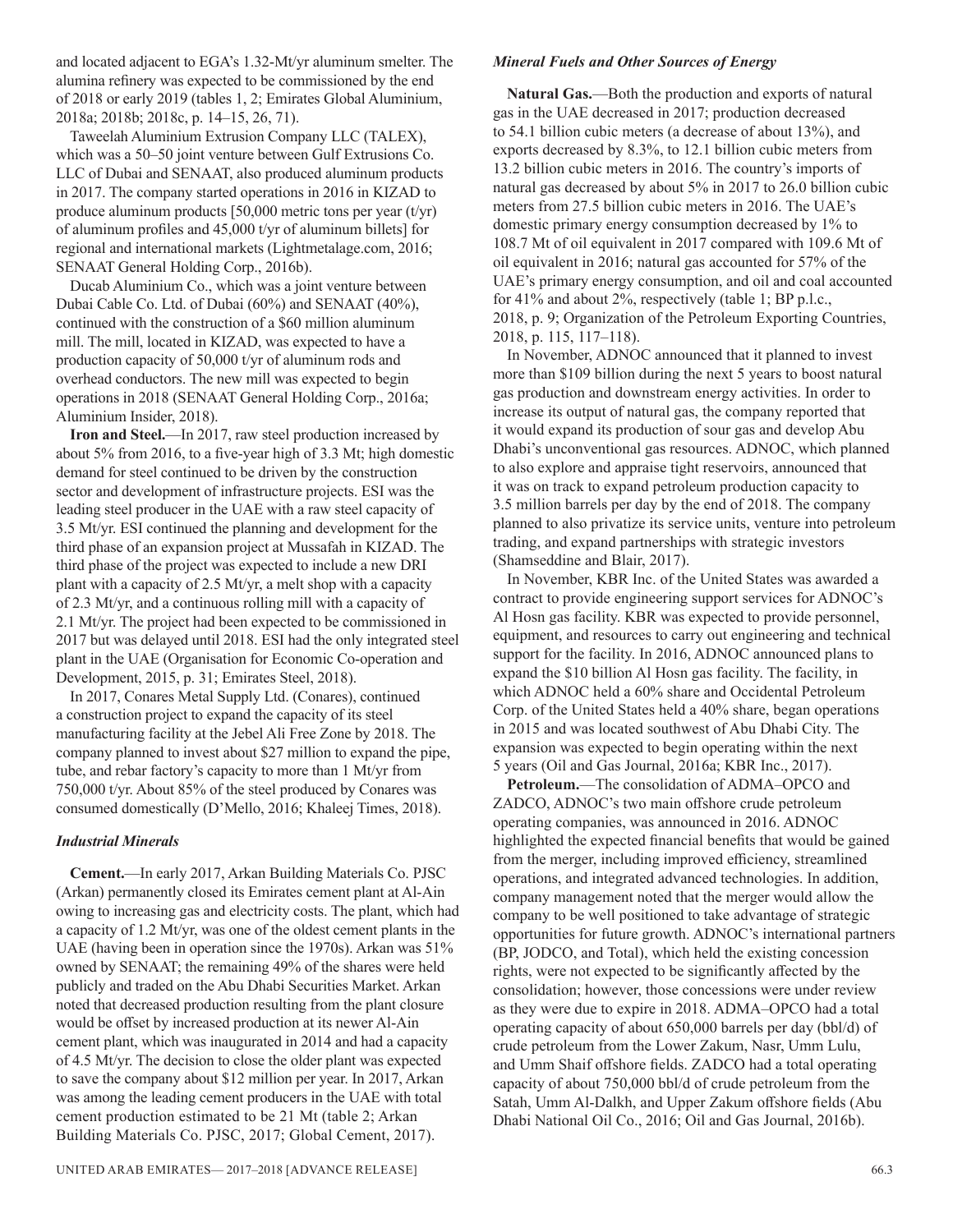and located adjacent to EGA's 1.32-Mt/yr aluminum smelter. The alumina refinery was expected to be commissioned by the end of 2018 or early 2019 (tables 1, 2; Emirates Global Aluminium, 2018a; 2018b; 2018c, p. 14–15, 26, 71).

Taweelah Aluminium Extrusion Company LLC (TALEX), which was a 50–50 joint venture between Gulf Extrusions Co. LLC of Dubai and SENAAT, also produced aluminum products in 2017. The company started operations in 2016 in KIZAD to produce aluminum products [50,000 metric tons per year (t/yr) of aluminum profiles and 45,000 t/yr of aluminum billets] for regional and international markets (Lightmetalage.com, 2016; SENAAT General Holding Corp., 2016b).

Ducab Aluminium Co., which was a joint venture between Dubai Cable Co. Ltd. of Dubai (60%) and SENAAT (40%), continued with the construction of a $60 million aluminum mill. The mill, located in KIZAD, was expected to have a production capacity of 50,000 t/yr of aluminum rods and overhead conductors. The new mill was expected to begin operations in 2018 (SENAAT General Holding Corp., 2016a; Aluminium Insider, 2018).

**Iron and Steel.**—In 2017, raw steel production increased by about 5% from 2016, to a five-year high of 3.3 Mt; high domestic demand for steel continued to be driven by the construction sector and development of infrastructure projects. ESI was the leading steel producer in the UAE with a raw steel capacity of 3.5 Mt/yr. ESI continued the planning and development for the third phase of an expansion project at Mussafah in KIZAD. The third phase of the project was expected to include a new DRI plant with a capacity of 2.5 Mt/yr, a melt shop with a capacity of 2.3 Mt/yr, and a continuous rolling mill with a capacity of 2.1 Mt/yr. The project had been expected to be commissioned in 2017 but was delayed until 2018. ESI had the only integrated steel plant in the UAE (Organisation for Economic Co-operation and Development, 2015, p. 31; Emirates Steel, 2018).

In 2017, Conares Metal Supply Ltd. (Conares), continued a construction project to expand the capacity of its steel manufacturing facility at the Jebel Ali Free Zone by 2018. The company planned to invest about $27 million to expand the pipe, tube, and rebar factory's capacity to more than 1 Mt/yr from 750,000 t/yr. About 85% of the steel produced by Conares was consumed domestically (D'Mello, 2016; Khaleej Times, 2018).

### *Industrial Minerals*

**Cement.**—In early 2017, Arkan Building Materials Co. PJSC (Arkan) permanently closed its Emirates cement plant at Al-Ain owing to increasing gas and electricity costs. The plant, which had a capacity of 1.2 Mt/yr, was one of the oldest cement plants in the UAE (having been in operation since the 1970s). Arkan was 51% owned by SENAAT; the remaining 49% of the shares were held publicly and traded on the Abu Dhabi Securities Market. Arkan noted that decreased production resulting from the plant closure would be offset by increased production at its newer Al-Ain cement plant, which was inaugurated in 2014 and had a capacity of 4.5 Mt/yr. The decision to close the older plant was expected to save the company about $12 million per year. In 2017, Arkan was among the leading cement producers in the UAE with total cement production estimated to be 21 Mt (table 2; Arkan Building Materials Co. PJSC, 2017; Global Cement, 2017).

### *Mineral Fuels and Other Sources of Energy*

**Natural Gas.**—Both the production and exports of natural gas in the UAE decreased in 2017; production decreased to 54.1 billion cubic meters (a decrease of about 13%), and exports decreased by 8.3%, to 12.1 billion cubic meters from 13.2 billion cubic meters in 2016. The country's imports of natural gas decreased by about 5% in 2017 to 26.0 billion cubic meters from 27.5 billion cubic meters in 2016. The UAE's domestic primary energy consumption decreased by 1% to 108.7 Mt of oil equivalent in 2017 compared with 109.6 Mt of oil equivalent in 2016; natural gas accounted for 57% of the UAE's primary energy consumption, and oil and coal accounted for 41% and about 2%, respectively (table 1; BP p.l.c., 2018, p. 9; Organization of the Petroleum Exporting Countries, 2018, p. 115, 117–118).

In November, ADNOC announced that it planned to invest more than $109 billion during the next 5 years to boost natural gas production and downstream energy activities. In order to increase its output of natural gas, the company reported that it would expand its production of sour gas and develop Abu Dhabi's unconventional gas resources. ADNOC, which planned to also explore and appraise tight reservoirs, announced that it was on track to expand petroleum production capacity to 3.5 million barrels per day by the end of 2018. The company planned to also privatize its service units, venture into petroleum trading, and expand partnerships with strategic investors (Shamseddine and Blair, 2017).

In November, KBR Inc. of the United States was awarded a contract to provide engineering support services for ADNOC's Al Hosn gas facility. KBR was expected to provide personnel, equipment, and resources to carry out engineering and technical support for the facility. In 2016, ADNOC announced plans to expand the $10 billion Al Hosn gas facility. The facility, in which ADNOC held a 60% share and Occidental Petroleum Corp. of the United States held a 40% share, began operations in 2015 and was located southwest of Abu Dhabi City. The expansion was expected to begin operating within the next 5 years (Oil and Gas Journal, 2016a; KBR Inc., 2017).

**Petroleum.**—The consolidation of ADMA–OPCO and ZADCO, ADNOC's two main offshore crude petroleum operating companies, was announced in 2016. ADNOC highlighted the expected financial benefits that would be gained from the merger, including improved efficiency, streamlined operations, and integrated advanced technologies. In addition, company management noted that the merger would allow the company to be well positioned to take advantage of strategic opportunities for future growth. ADNOC's international partners (BP, JODCO, and Total), which held the existing concession rights, were not expected to be significantly affected by the consolidation; however, those concessions were under review as they were due to expire in 2018. ADMA–OPCO had a total operating capacity of about 650,000 barrels per day (bbl/d) of crude petroleum from the Lower Zakum, Nasr, Umm Lulu, and Umm Shaif offshore fields. ZADCO had a total operating capacity of about 750,000 bbl/d of crude petroleum from the Satah, Umm Al-Dalkh, and Upper Zakum offshore fields (Abu Dhabi National Oil Co., 2016; Oil and Gas Journal, 2016b).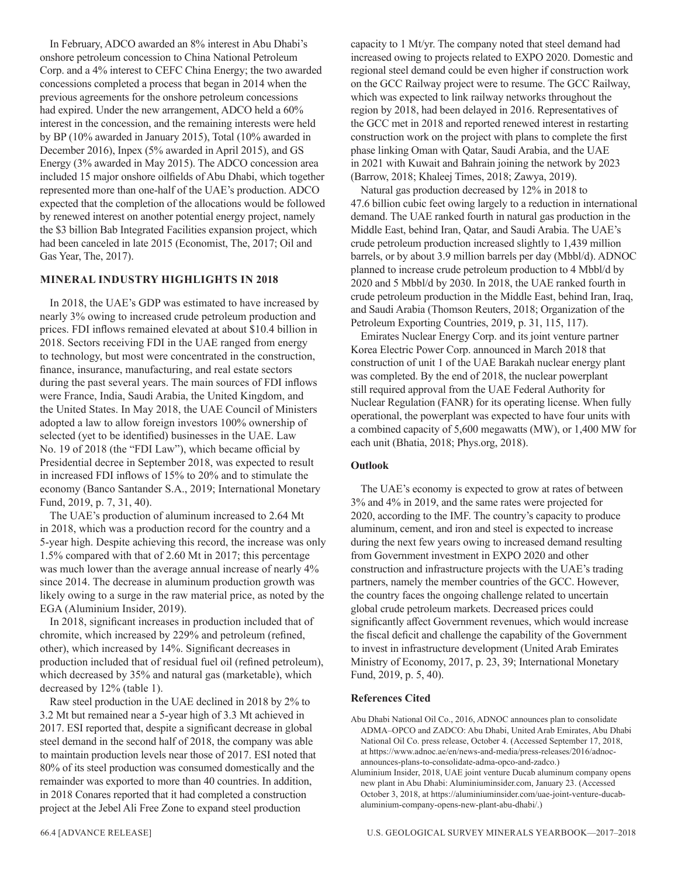In February, ADCO awarded an 8% interest in Abu Dhabi's onshore petroleum concession to China National Petroleum Corp. and a 4% interest to CEFC China Energy; the two awarded concessions completed a process that began in 2014 when the previous agreements for the onshore petroleum concessions had expired. Under the new arrangement, ADCO held a 60% interest in the concession, and the remaining interests were held by BP (10% awarded in January 2015), Total (10% awarded in December 2016), Inpex (5% awarded in April 2015), and GS Energy (3% awarded in May 2015). The ADCO concession area included 15 major onshore oilfields of Abu Dhabi, which together represented more than one-half of the UAE's production. ADCO expected that the completion of the allocations would be followed by renewed interest on another potential energy project, namely the $3 billion Bab Integrated Facilities expansion project, which had been canceled in late 2015 (Economist, The, 2017; Oil and Gas Year, The, 2017).

## MINERAL INDUSTRY HIGHLIGHTS IN 2018

In 2018, the UAE's GDP was estimated to have increased by nearly 3% owing to increased crude petroleum production and prices. FDI inflows remained elevated at about $10.4 billion in 2018. Sectors receiving FDI in the UAE ranged from energy to technology, but most were concentrated in the construction, finance, insurance, manufacturing, and real estate sectors during the past several years. The main sources of FDI inflows were France, India, Saudi Arabia, the United Kingdom, and the United States. In May 2018, the UAE Council of Ministers adopted a law to allow foreign investors 100% ownership of selected (yet to be identified) businesses in the UAE. Law No. 19 of 2018 (the "FDI Law"), which became official by Presidential decree in September 2018, was expected to result in increased FDI inflows of 15% to 20% and to stimulate the economy (Banco Santander S.A., 2019; International Monetary Fund, 2019, p. 7, 31, 40).

The UAE's production of aluminum increased to 2.64 Mt in 2018, which was a production record for the country and a 5-year high. Despite achieving this record, the increase was only 1.5% compared with that of 2.60 Mt in 2017; this percentage was much lower than the average annual increase of nearly 4% since 2014. The decrease in aluminum production growth was likely owing to a surge in the raw material price, as noted by the EGA (Aluminium Insider, 2019).

In 2018, significant increases in production included that of chromite, which increased by 229% and petroleum (refined, other), which increased by 14%. Significant decreases in production included that of residual fuel oil (refined petroleum), which decreased by 35% and natural gas (marketable), which decreased by 12% (table 1).

Raw steel production in the UAE declined in 2018 by 2% to 3.2 Mt but remained near a 5-year high of 3.3 Mt achieved in 2017. ESI reported that, despite a significant decrease in global steel demand in the second half of 2018, the company was able to maintain production levels near those of 2017. ESI noted that 80% of its steel production was consumed domestically and the remainder was exported to more than 40 countries. In addition, in 2018 Conares reported that it had completed a construction project at the Jebel Ali Free Zone to expand steel production capacity to 1 Mt/yr. The company noted that steel demand had increased owing to projects related to EXPO 2020. Domestic and regional steel demand could be even higher if construction work on the GCC Railway project were to resume. The GCC Railway, which was expected to link railway networks throughout the region by 2018, had been delayed in 2016. Representatives of the GCC met in 2018 and reported renewed interest in restarting construction work on the project with plans to complete the first phase linking Oman with Qatar, Saudi Arabia, and the UAE in 2021 with Kuwait and Bahrain joining the network by 2023 (Barrow, 2018; Khaleej Times, 2018; Zawya, 2019).

Natural gas production decreased by 12% in 2018 to 47.6 billion cubic feet owing largely to a reduction in international demand. The UAE ranked fourth in natural gas production in the Middle East, behind Iran, Qatar, and Saudi Arabia. The UAE's crude petroleum production increased slightly to 1,439 million barrels, or by about 3.9 million barrels per day (Mbbl/d). ADNOC planned to increase crude petroleum production to 4 Mbbl/d by 2020 and 5 Mbbl/d by 2030. In 2018, the UAE ranked fourth in crude petroleum production in the Middle East, behind Iran, Iraq, and Saudi Arabia (Thomson Reuters, 2018; Organization of the Petroleum Exporting Countries, 2019, p. 31, 115, 117).

Emirates Nuclear Energy Corp. and its joint venture partner Korea Electric Power Corp. announced in March 2018 that construction of unit 1 of the UAE Barakah nuclear energy plant was completed. By the end of 2018, the nuclear powerplant still required approval from the UAE Federal Authority for Nuclear Regulation (FANR) for its operating license. When fully operational, the powerplant was expected to have four units with a combined capacity of 5,600 megawatts (MW), or 1,400 MW for each unit (Bhatia, 2018; Phys.org, 2018).

### Outlook

The UAE's economy is expected to grow at rates of between 3% and 4% in 2019, and the same rates were projected for 2020, according to the IMF. The country's capacity to produce aluminum, cement, and iron and steel is expected to increase during the next few years owing to increased demand resulting from Government investment in EXPO 2020 and other construction and infrastructure projects with the UAE's trading partners, namely the member countries of the GCC. However, the country faces the ongoing challenge related to uncertain global crude petroleum markets. Decreased prices could significantly affect Government revenues, which would increase the fiscal deficit and challenge the capability of the Government to invest in infrastructure development (United Arab Emirates Ministry of Economy, 2017, p. 23, 39; International Monetary Fund, 2019, p. 5, 40).

### References Cited

Abu Dhabi National Oil Co., 2016, ADNOC announces plan to consolidate ADMA–OPCO and ZADCO: Abu Dhabi, United Arab Emirates, Abu Dhabi National Oil Co. press release, October 4. (Accessed September 17, 2018, at https://www.adnoc.ae/en/news-and-media/press-releases/2016/adnoc-announces-plans-to-consolidate-adma-opco-and-zadco.)

Aluminium Insider, 2018, UAE joint venture Ducab aluminum company opens new plant in Abu Dhabi: Aluminiuminsider.com, January 23. (Accessed October 3, 2018, at https://aluminiuminsider.com/uae-joint-venture-ducab-aluminium-company-opens-new-plant-abu-dhabi/.)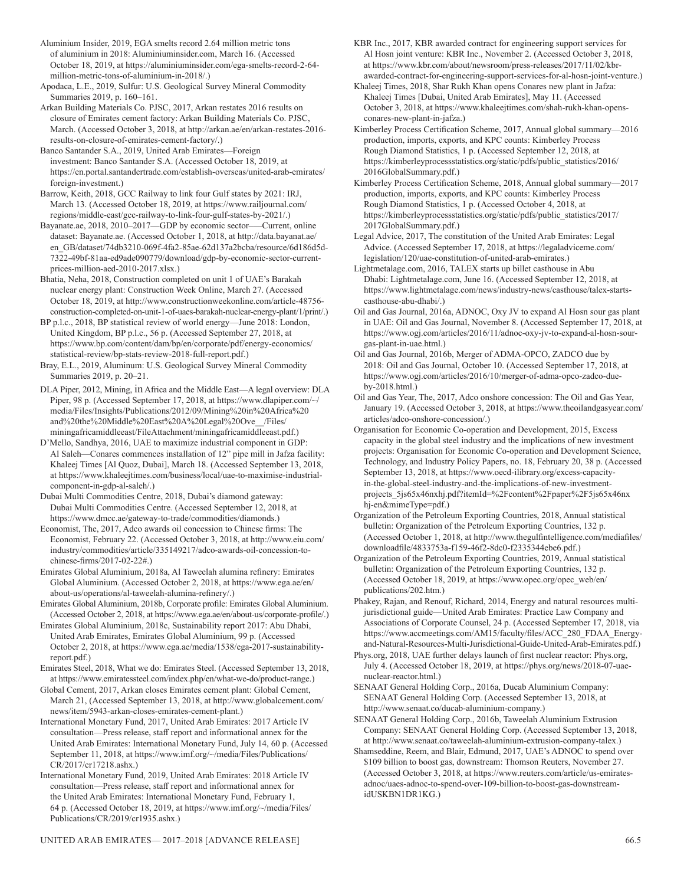Aluminium Insider, 2019, EGA smelts record 2.64 million metric tons of aluminium in 2018: Aluminiuminsider.com, March 16. (Accessed October 18, 2019, at https://aluminiuminsider.com/ega-smelts-record-2-64-million-metric-tons-of-aluminium-in-2018/.)

Apodaca, L.E., 2019, Sulfur: U.S. Geological Survey Mineral Commodity Summaries 2019, p. 160–161.

Arkan Building Materials Co. PJSC, 2017, Arkan restates 2016 results on closure of Emirates cement factory: Arkan Building Materials Co. PJSC, March. (Accessed October 3, 2018, at http://arkan.ae/en/arkan-restates-2016-results-on-closure-of-emirates-cement-factory/.)

Banco Santander S.A., 2019, United Arab Emirates—Foreign investment: Banco Santander S.A. (Accessed October 18, 2019, at https://en.portal.santandertrade.com/establish-overseas/united-arab-emirates/foreign-investment.)

Barrow, Keith, 2018, GCC Railway to link four Gulf states by 2021: IRJ, March 13. (Accessed October 18, 2019, at https://www.railjournal.com/regions/middle-east/gcc-railway-to-link-four-gulf-states-by-2021/.)

Bayanate.ae, 2018, 2010–2017—GDP by economic sector—Current, online dataset: Bayanate.ae. (Accessed October 1, 2018, at http://data.bayanat.ae/en_GB/dataset/74db3210-069f-4fa2-85ae-62d137a2bcba/resource/6d186d5d-7322-49bf-81aa-ed9ade090779/download/gdp-by-economic-sector-current-prices-million-aed-2010-2017.xlsx.)

Bhatia, Neha, 2018, Construction completed on unit 1 of UAE's Barakah nuclear energy plant: Construction Week Online, March 27. (Accessed October 18, 2019, at http://www.constructionweekonline.com/article-48756-construction-completed-on-unit-1-of-uaes-barakah-nuclear-energy-plant/1/print/.)

BP p.l.c., 2018, BP statistical review of world energy—June 2018: London, United Kingdom, BP p.l.c., 56 p. (Accessed September 27, 2018, at https://www.bp.com/content/dam/bp/en/corporate/pdf/energy-economics/statistical-review/bp-stats-review-2018-full-report.pdf.)

Bray, E.L., 2019, Aluminum: U.S. Geological Survey Mineral Commodity Summaries 2019, p. 20–21.

DLA Piper, 2012, Mining, in Africa and the Middle East—A legal overview: DLA Piper, 98 p. (Accessed September 17, 2018, at https://www.dlapiper.com/~/media/Files/Insights/Publications/2012/09/Mining%20in%20Africa%20and%20the%20Middle%20East%20A%20Legal%20Ove__/Files/miningafricamiddleeast/FileAttachment/miningafricamiddleeast.pdf.)

D'Mello, Sandhya, 2016, UAE to maximize industrial component in GDP: Al Saleh—Conares commences installation of 12" pipe mill in Jafza facility: Khaleej Times [Al Quoz, Dubai], March 18. (Accessed September 13, 2018, at https://www.khaleejtimes.com/business/local/uae-to-maximise-industrial-component-in-gdp-al-saleh/.)

Dubai Multi Commodities Centre, 2018, Dubai's diamond gateway: Dubai Multi Commodities Centre. (Accessed September 12, 2018, at https://www.dmcc.ae/gateway-to-trade/commodities/diamonds.)

Economist, The, 2017, Adco awards oil concession to Chinese firms: The Economist, February 22. (Accessed October 3, 2018, at http://www.eiu.com/industry/commodities/article/335149217/adco-awards-oil-concession-to-chinese-firms/2017-02-22#.)

Emirates Global Aluminium, 2018a, Al Taweelah alumina refinery: Emirates Global Aluminium. (Accessed October 2, 2018, at https://www.ega.ae/en/about-us/operations/al-taweelah-alumina-refinery/.)

Emirates Global Aluminium, 2018b, Corporate profile: Emirates Global Aluminium. (Accessed October 2, 2018, at https://www.ega.ae/en/about-us/corporate-profile/.)

Emirates Global Aluminium, 2018c, Sustainability report 2017: Abu Dhabi, United Arab Emirates, Emirates Global Aluminium, 99 p. (Accessed October 2, 2018, at https://www.ega.ae/media/1538/ega-2017-sustainability-report.pdf.)

Emirates Steel, 2018, What we do: Emirates Steel. (Accessed September 13, 2018, at https://www.emiratessteel.com/index.php/en/what-we-do/product-range.)

Global Cement, 2017, Arkan closes Emirates cement plant: Global Cement, March 21, (Accessed September 13, 2018, at http://www.globalcement.com/news/item/5943-arkan-closes-emirates-cement-plant.)

International Monetary Fund, 2017, United Arab Emirates: 2017 Article IV consultation—Press release, staff report and informational annex for the United Arab Emirates: International Monetary Fund, July 14, 60 p. (Accessed September 11, 2018, at https://www.imf.org/~/media/Files/Publications/CR/2017/cr17218.ashx.)

International Monetary Fund, 2019, United Arab Emirates: 2018 Article IV consultation—Press release, staff report and informational annex for the United Arab Emirates: International Monetary Fund, February 1, 64 p. (Accessed October 18, 2019, at https://www.imf.org/~/media/Files/Publications/CR/2019/cr1935.ashx.)

KBR Inc., 2017, KBR awarded contract for engineering support services for Al Hosn joint venture: KBR Inc., November 2. (Accessed October 3, 2018, at https://www.kbr.com/about/newsroom/press-releases/2017/11/02/kbr-awarded-contract-for-engineering-support-services-for-al-hosn-joint-venture.)

Khaleej Times, 2018, Shar Rukh Khan opens Conares new plant in Jafza: Khaleej Times [Dubai, United Arab Emirates], May 11. (Accessed October 3, 2018, at https://www.khaleejtimes.com/shah-rukh-khan-opens-conares-new-plant-in-jafza.)

Kimberley Process Certification Scheme, 2017, Annual global summary—2016 production, imports, exports, and KPC counts: Kimberley Process Rough Diamond Statistics, 1 p. (Accessed September 12, 2018, at https://kimberleyprocessstatistics.org/static/pdfs/public_statistics/2016/2016GlobalSummary.pdf.)

Kimberley Process Certification Scheme, 2018, Annual global summary—2017 production, imports, exports, and KPC counts: Kimberley Process Rough Diamond Statistics, 1 p. (Accessed October 4, 2018, at https://kimberleyprocessstatistics.org/static/pdfs/public_statistics/2017/2017GlobalSummary.pdf.)

Legal Advice, 2017, The constitution of the United Arab Emirates: Legal Advice. (Accessed September 17, 2018, at https://legaladviceme.com/legislation/120/uae-constitution-of-united-arab-emirates.)

Lightmetalage.com, 2016, TALEX starts up billet casthouse in Abu Dhabi: Lightmetalage.com, June 16. (Accessed September 12, 2018, at https://www.lightmetalage.com/news/industry-news/casthouse/talex-starts-casthouse-abu-dhabi/.)

Oil and Gas Journal, 2016a, ADNOC, Oxy JV to expand Al Hosn sour gas plant in UAE: Oil and Gas Journal, November 8. (Accessed September 17, 2018, at https://www.ogj.com/articles/2016/11/adnoc-oxy-jv-to-expand-al-hosn-sour-gas-plant-in-uae.html.)

Oil and Gas Journal, 2016b, Merger of ADMA-OPCO, ZADCO due by 2018: Oil and Gas Journal, October 10. (Accessed September 17, 2018, at https://www.ogj.com/articles/2016/10/merger-of-adma-opco-zadco-due-by-2018.html.)

Oil and Gas Year, The, 2017, Adco onshore concession: The Oil and Gas Year, January 19. (Accessed October 3, 2018, at https://www.theoilandgasyear.com/articles/adco-onshore-concession/.)

Organisation for Economic Co-operation and Development, 2015, Excess capacity in the global steel industry and the implications of new investment projects: Organisation for Economic Co-operation and Development Science, Technology, and Industry Policy Papers, no. 18, February 20, 38 p. (Accessed September 13, 2018, at https://www.oecd-ilibrary.org/excess-capacity-in-the-global-steel-industry-and-the-implications-of-new-investment-projects_5js65x46nxhj.pdf?itemId=%2Fcontent%2Fpaper%2F5js65x46nxhj-en&mimeType=pdf.)

Organization of the Petroleum Exporting Countries, 2018, Annual statistical bulletin: Organization of the Petroleum Exporting Countries, 132 p. (Accessed October 1, 2018, at http://www.thegulfintelligence.com/mediafiles/downloadfile/4833753a-f159-46f2-8dc0-f2335344ebe6.pdf.)

Organization of the Petroleum Exporting Countries, 2019, Annual statistical bulletin: Organization of the Petroleum Exporting Countries, 132 p. (Accessed October 18, 2019, at https://www.opec.org/opec_web/en/publications/202.htm.)

Phakey, Rajan, and Renouf, Richard, 2014, Energy and natural resources multi-jurisdictional guide—United Arab Emirates: Practice Law Company and Associations of Corporate Counsel, 24 p. (Accessed September 17, 2018, via https://www.accmeetings.com/AM15/faculty/files/ACC_280_FDAA_Energy-and-Natural-Resources-Multi-Jurisdictional-Guide-United-Arab-Emirates.pdf.)

Phys.org, 2018, UAE further delays launch of first nuclear reactor: Phys.org, July 4. (Accessed October 18, 2019, at https://phys.org/news/2018-07-uae-nuclear-reactor.html.)

SENAAT General Holding Corp., 2016a, Ducab Aluminium Company: SENAAT General Holding Corp. (Accessed September 13, 2018, at http://www.senaat.co/ducab-aluminium-company.)

SENAAT General Holding Corp., 2016b, Taweelah Aluminium Extrusion Company: SENAAT General Holding Corp. (Accessed September 13, 2018, at http://www.senaat.co/taweelah-aluminium-extrusion-company-talex.)

Shamseddine, Reem, and Blair, Edmund, 2017, UAE's ADNOC to spend over $109 billion to boost gas, downstream: Thomson Reuters, November 27. (Accessed October 3, 2018, at https://www.reuters.com/article/us-emirates-adnoc/uaes-adnoc-to-spend-over-109-billion-to-boost-gas-downstream-idUSKBN1DR1KG.)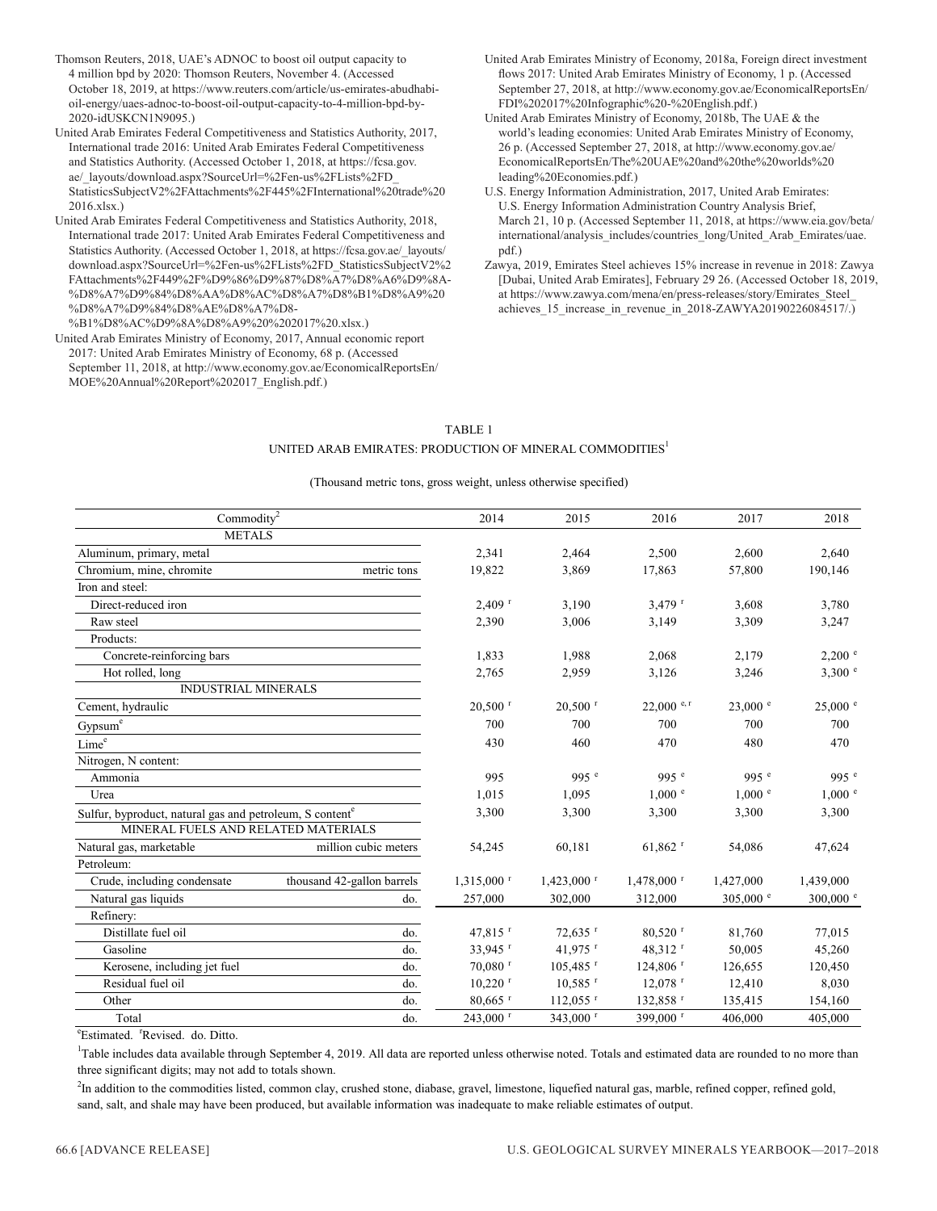Thomson Reuters, 2018, UAE's ADNOC to boost oil output capacity to 4 million bpd by 2020: Thomson Reuters, November 4. (Accessed October 18, 2019, at https://www.reuters.com/article/us-emirates-abudhabi-oil-energy/uaes-adnoc-to-boost-oil-output-capacity-to-4-million-bpd-by-2020-idUSKCN1N9095.)

United Arab Emirates Federal Competitiveness and Statistics Authority, 2017, International trade 2016: United Arab Emirates Federal Competitiveness and Statistics Authority. (Accessed October 1, 2018, at https://fcsa.gov.ae/_layouts/download.aspx?SourceUrl=%2Fen-us%2FLists%2FD_StatisticsSubjectV2%2FAttachments%2F445%2FInternational%20trade%202016.xlsx.)

United Arab Emirates Federal Competitiveness and Statistics Authority, 2018, International trade 2017: United Arab Emirates Federal Competitiveness and Statistics Authority. (Accessed October 1, 2018, at https://fcsa.gov.ae/_layouts/download.aspx?SourceUrl=%2Fen-us%2FLists%2FD_StatisticsSubjectV2%2FAttachments%2F449%2F%D9%86%D9%87%D8%A7%D8%A6%D9%8A-%D8%A7%D9%84%D8%AA%D8%AC%D8%A7%D8%B1%D8%A9%20%D8%A7%D9%84%D8%AE%D8%A7%D8-%B1%D8%AC%D9%8A%D8%A9%20%202017%20.xlsx.)

United Arab Emirates Ministry of Economy, 2017, Annual economic report 2017: United Arab Emirates Ministry of Economy, 68 p. (Accessed September 11, 2018, at http://www.economy.gov.ae/EconomicalReportsEn/MOE%20Annual%20Report%202017_English.pdf.)

United Arab Emirates Ministry of Economy, 2018a, Foreign direct investment flows 2017: United Arab Emirates Ministry of Economy, 1 p. (Accessed September 27, 2018, at http://www.economy.gov.ae/EconomicalReportsEn/FDI%202017%20Infographic%20-%20English.pdf.)

United Arab Emirates Ministry of Economy, 2018b, The UAE & the world's leading economies: United Arab Emirates Ministry of Economy, 26 p. (Accessed September 27, 2018, at http://www.economy.gov.ae/EconomicalReportsEn/The%20UAE%20and%20the%20worlds%20leading%20Economies.pdf.)

U.S. Energy Information Administration, 2017, United Arab Emirates: U.S. Energy Information Administration Country Analysis Brief, March 21, 10 p. (Accessed September 11, 2018, at https://www.eia.gov/beta/international/analysis_includes/countries_long/United_Arab_Emirates/uae.pdf.)

Zawya, 2019, Emirates Steel achieves 15% increase in revenue in 2018: Zawya [Dubai, United Arab Emirates], February 29 26. (Accessed October 18, 2019, at https://www.zawya.com/mena/en/press-releases/story/Emirates_Steel_achieves_15_increase_in_revenue_in_2018-ZAWYA20190226084517/.)

TABLE 1

UNITED ARAB EMIRATES: PRODUCTION OF MINERAL COMMODITIES[1]

(Thousand metric tons, gross weight, unless otherwise specified)

| Commodity[2] | | 2014 | 2015 | 2016 | 2017 | 2018 |
|---|---|---|---|---|---|---|
| METALS | | | | | | |
| Aluminum, primary, metal | | 2,341 | 2,464 | 2,500 | 2,600 | 2,640 |
| Chromium, mine, chromite | metric tons | 19,822 | 3,869 | 17,863 | 57,800 | 190,146 |
| Iron and steel: | | | | | | |
| Direct-reduced iron | | 2,409 r | 3,190 | 3,479 r | 3,608 | 3,780 |
| Raw steel | | 2,390 | 3,006 | 3,149 | 3,309 | 3,247 |
| Products: | | | | | | |
| Concrete-reinforcing bars | | 1,833 | 1,988 | 2,068 | 2,179 | 2,200 e |
| Hot rolled, long | | 2,765 | 2,959 | 3,126 | 3,246 | 3,300 e |
| INDUSTRIAL MINERALS | | | | | | |
| Cement, hydraulic | | 20,500 r | 20,500 r | 22,000 e, r | 23,000 e | 25,000 e |
| Gypsum[e] | | 700 | 700 | 700 | 700 | 700 |
| Lime[e] | | 430 | 460 | 470 | 480 | 470 |
| Nitrogen, N content: | | | | | | |
| Ammonia | | 995 | 995 e | 995 e | 995 e | 995 e |
| Urea | | 1,015 | 1,095 | 1,000 e | 1,000 e | 1,000 e |
| Sulfur, byproduct, natural gas and petroleum, S content[e] | | 3,300 | 3,300 | 3,300 | 3,300 | 3,300 |
| MINERAL FUELS AND RELATED MATERIALS | | | | | | |
| Natural gas, marketable | million cubic meters | 54,245 | 60,181 | 61,862 r | 54,086 | 47,624 |
| Petroleum: | | | | | | |
| Crude, including condensate | thousand 42-gallon barrels | 1,315,000 r | 1,423,000 r | 1,478,000 r | 1,427,000 | 1,439,000 |
| Natural gas liquids | do. | 257,000 | 302,000 | 312,000 | 305,000 e | 300,000 e |
| Refinery: | | | | | | |
| Distillate fuel oil | do. | 47,815 r | 72,635 r | 80,520 r | 81,760 | 77,015 |
| Gasoline | do. | 33,945 r | 41,975 r | 48,312 r | 50,005 | 45,260 |
| Kerosene, including jet fuel | do. | 70,080 r | 105,485 r | 124,806 r | 126,655 | 120,450 |
| Residual fuel oil | do. | 10,220 r | 10,585 r | 12,078 r | 12,410 | 8,030 |
| Other | do. | 80,665 r | 112,055 r | 132,858 r | 135,415 | 154,160 |
| Total | do. | 243,000 r | 343,000 r | 399,000 r | 406,000 | 405,000 |

[e]Estimated. [r]Revised. do. Ditto.

[1]Table includes data available through September 4, 2019. All data are reported unless otherwise noted. Totals and estimated data are rounded to no more than three significant digits; may not add to totals shown.

[2]In addition to the commodities listed, common clay, crushed stone, diabase, gravel, limestone, liquefied natural gas, marble, refined copper, refined gold, sand, salt, and shale may have been produced, but available information was inadequate to make reliable estimates of output.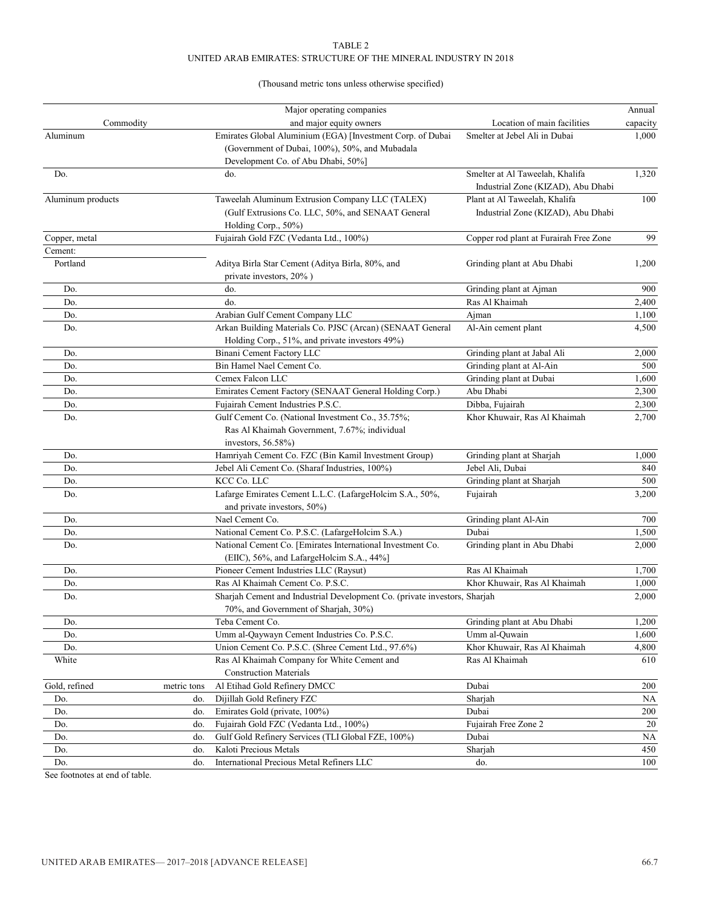TABLE 2

UNITED ARAB EMIRATES: STRUCTURE OF THE MINERAL INDUSTRY IN 2018

(Thousand metric tons unless otherwise specified)

| Commodity | | Major operating companies and major equity owners | Location of main facilities | Annual capacity |
|---|---|---|---|---|
| Aluminum | | Emirates Global Aluminium (EGA) [Investment Corp. of Dubai (Government of Dubai, 100%), 50%, and Mubadala Development Co. of Abu Dhabi, 50%] | Smelter at Jebel Ali in Dubai | 1,000 |
| Do. | | do. | Smelter at Al Taweelah, Khalifa Industrial Zone (KIZAD), Abu Dhabi | 1,320 |
| Aluminum products | | Taweelah Aluminum Extrusion Company LLC (TALEX) (Gulf Extrusions Co. LLC, 50%, and SENAAT General Holding Corp., 50%) | Plant at Al Taweelah, Khalifa Industrial Zone (KIZAD), Abu Dhabi | 100 |
| Copper, metal | | Fujairah Gold FZC (Vedanta Ltd., 100%) | Copper rod plant at Furairah Free Zone | 99 |
| Cement: | | | | |
| Portland | | Aditya Birla Star Cement (Aditya Birla, 80%, and private investors, 20% ) | Grinding plant at Abu Dhabi | 1,200 |
| Do. | | do. | Grinding plant at Ajman | 900 |
| Do. | | do. | Ras Al Khaimah | 2,400 |
| Do. | | Arabian Gulf Cement Company LLC | Ajman | 1,100 |
| Do. | | Arkan Building Materials Co. PJSC (Arcan) (SENAAT General Holding Corp., 51%, and private investors 49%) | Al-Ain cement plant | 4,500 |
| Do. | | Binani Cement Factory LLC | Grinding plant at Jabal Ali | 2,000 |
| Do. | | Bin Hamel Nael Cement Co. | Grinding plant at Al-Ain | 500 |
| Do. | | Cemex Falcon LLC | Grinding plant at Dubai | 1,600 |
| Do. | | Emirates Cement Factory (SENAAT General Holding Corp.) | Abu Dhabi | 2,300 |
| Do. | | Fujairah Cement Industries P.S.C. | Dibba, Fujairah | 2,300 |
| Do. | | Gulf Cement Co. (National Investment Co., 35.75%; Ras Al Khaimah Government, 7.67%; individual investors, 56.58%) | Khor Khuwair, Ras Al Khaimah | 2,700 |
| Do. | | Hamriyah Cement Co. FZC (Bin Kamil Investment Group) | Grinding plant at Sharjah | 1,000 |
| Do. | | Jebel Ali Cement Co. (Sharaf Industries, 100%) | Jebel Ali, Dubai | 840 |
| Do. | | KCC Co. LLC | Grinding plant at Sharjah | 500 |
| Do. | | Lafarge Emirates Cement L.L.C. (LafargeHolcim S.A., 50%, and private investors, 50%) | Fujairah | 3,200 |
| Do. | | Nael Cement Co. | Grinding plant Al-Ain | 700 |
| Do. | | National Cement Co. P.S.C. (LafargeHolcim S.A.) | Dubai | 1,500 |
| Do. | | National Cement Co. [Emirates International Investment Co. (EIIC), 56%, and LafargeHolcim S.A., 44%] | Grinding plant in Abu Dhabi | 2,000 |
| Do. | | Pioneer Cement Industries LLC (Raysut) | Ras Al Khaimah | 1,700 |
| Do. | | Ras Al Khaimah Cement Co. P.S.C. | Khor Khuwair, Ras Al Khaimah | 1,000 |
| Do. | | Sharjah Cement and Industrial Development Co. (private investors, 70%, and Government of Sharjah, 30%) | Sharjah | 2,000 |
| Do. | | Teba Cement Co. | Grinding plant at Abu Dhabi | 1,200 |
| Do. | | Umm al-Qaywayn Cement Industries Co. P.S.C. | Umm al-Quwain | 1,600 |
| Do. | | Union Cement Co. P.S.C. (Shree Cement Ltd., 97.6%) | Khor Khuwair, Ras Al Khaimah | 4,800 |
| White | | Ras Al Khaimah Company for White Cement and Construction Materials | Ras Al Khaimah | 610 |
| Gold, refined | metric tons | Al Etihad Gold Refinery DMCC | Dubai | 200 |
| Do. | do. | Dijillah Gold Refinery FZC | Sharjah | NA |
| Do. | do. | Emirates Gold (private, 100%) | Dubai | 200 |
| Do. | do. | Fujairah Gold FZC (Vedanta Ltd., 100%) | Fujairah Free Zone 2 | 20 |
| Do. | do. | Gulf Gold Refinery Services (TLI Global FZE, 100%) | Dubai | NA |
| Do. | do. | Kaloti Precious Metals | Sharjah | 450 |
| Do. | do. | International Precious Metal Refiners LLC | do. | 100 |

See footnotes at end of table.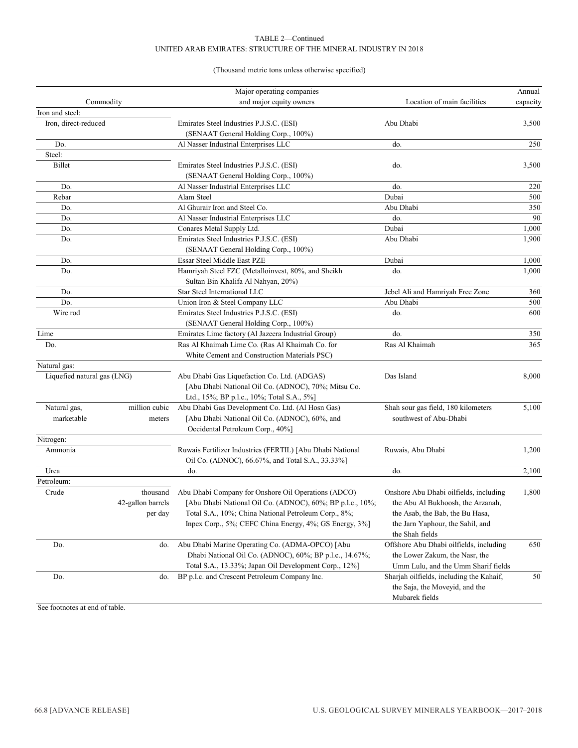TABLE 2—Continued
UNITED ARAB EMIRATES: STRUCTURE OF THE MINERAL INDUSTRY IN 2018

(Thousand metric tons unless otherwise specified)

| Commodity | | Major operating companies and major equity owners | Location of main facilities | Annual capacity |
|---|---|---|---|---|
| Iron and steel: | | | | |
| Iron, direct-reduced | | Emirates Steel Industries P.J.S.C. (ESI) (SENAAT General Holding Corp., 100%) | Abu Dhabi | 3,500 |
| Do. | | Al Nasser Industrial Enterprises LLC | do. | 250 |
| Steel: | | | | |
| Billet | | Emirates Steel Industries P.J.S.C. (ESI) (SENAAT General Holding Corp., 100%) | do. | 3,500 |
| Do. | | Al Nasser Industrial Enterprises LLC | do. | 220 |
| Rebar | | Alam Steel | Dubai | 500 |
| Do. | | Al Ghurair Iron and Steel Co. | Abu Dhabi | 350 |
| Do. | | Al Nasser Industrial Enterprises LLC | do. | 90 |
| Do. | | Conares Metal Supply Ltd. | Dubai | 1,000 |
| Do. | | Emirates Steel Industries P.J.S.C. (ESI) (SENAAT General Holding Corp., 100%) | Abu Dhabi | 1,900 |
| Do. | | Essar Steel Middle East PZE | Dubai | 1,000 |
| Do. | | Hamriyah Steel FZC (Metalloinvest, 80%, and Sheikh Sultan Bin Khalifa Al Nahyan, 20%) | do. | 1,000 |
| Do. | | Star Steel International LLC | Jebel Ali and Hamriyah Free Zone | 360 |
| Do. | | Union Iron & Steel Company LLC | Abu Dhabi | 500 |
| Wire rod | | Emirates Steel Industries P.J.S.C. (ESI) (SENAAT General Holding Corp., 100%) | do. | 600 |
| Lime | | Emirates Lime factory (Al Jazeera Industrial Group) | do. | 350 |
| Do. | | Ras Al Khaimah Lime Co. (Ras Al Khaimah Co. for White Cement and Construction Materials PSC) | Ras Al Khaimah | 365 |
| Natural gas: | | | | |
| Liquefied natural gas (LNG) | | Abu Dhabi Gas Liquefaction Co. Ltd. (ADGAS) [Abu Dhabi National Oil Co. (ADNOC), 70%; Mitsu Co. Ltd., 15%; BP p.l.c., 10%; Total S.A., 5%] | Das Island | 8,000 |
| Natural gas, marketable | million cubic meters | Abu Dhabi Gas Development Co. Ltd. (Al Hosn Gas) [Abu Dhabi National Oil Co. (ADNOC), 60%, and Occidental Petroleum Corp., 40%] | Shah sour gas field, 180 kilometers southwest of Abu-Dhabi | 5,100 |
| Nitrogen: | | | | |
| Ammonia | | Ruwais Fertilizer Industries (FERTIL) [Abu Dhabi National Oil Co. (ADNOC), 66.67%, and Total S.A., 33.33%] | Ruwais, Abu Dhabi | 1,200 |
| Urea | | do. | do. | 2,100 |
| Petroleum: | | | | |
| Crude | thousand 42-gallon barrels per day | Abu Dhabi Company for Onshore Oil Operations (ADCO) [Abu Dhabi National Oil Co. (ADNOC), 60%; BP p.l.c., 10%; Total S.A., 10%; China National Petroleum Corp., 8%; Inpex Corp., 5%; CEFC China Energy, 4%; GS Energy, 3%] | Onshore Abu Dhabi oilfields, including the Abu Al Bukhoosh, the Arzanah, the Asab, the Bab, the Bu Hasa, the Jarn Yaphour, the Sahil, and the Shah fields | 1,800 |
| Do. | do. | Abu Dhabi Marine Operating Co. (ADMA-OPCO) [Abu Dhabi National Oil Co. (ADNOC), 60%; BP p.l.c., 14.67%; Total S.A., 13.33%; Japan Oil Development Corp., 12%] | Offshore Abu Dhabi oilfields, including the Lower Zakum, the Nasr, the Umm Lulu, and the Umm Sharif fields | 650 |
| Do. | do. | BP p.l.c. and Crescent Petroleum Company Inc. | Sharjah oilfields, including the Kahaif, the Saja, the Moveyid, and the Mubarek fields | 50 |

See footnotes at end of table.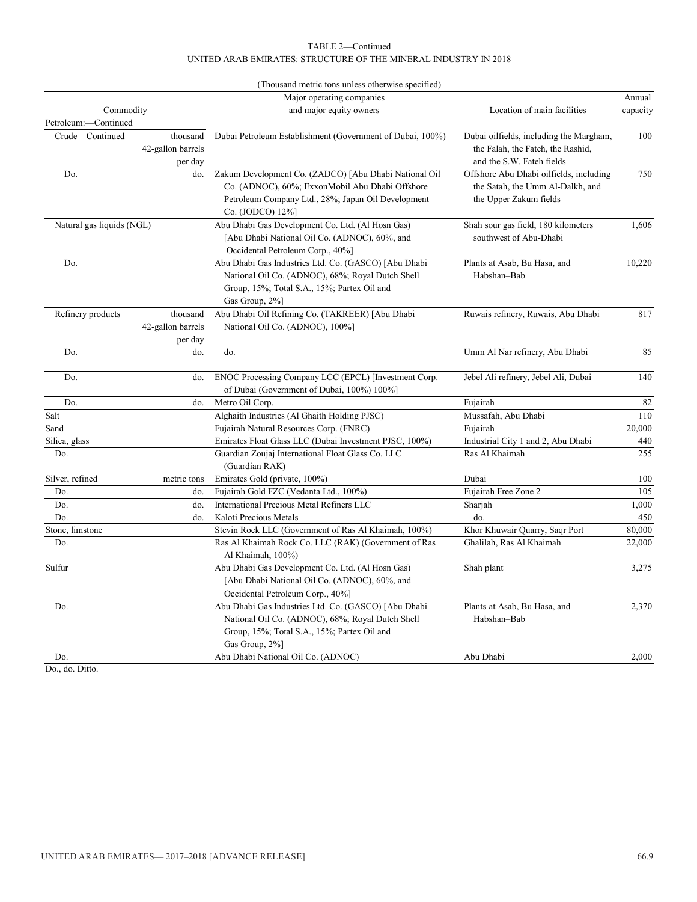TABLE 2—Continued
UNITED ARAB EMIRATES: STRUCTURE OF THE MINERAL INDUSTRY IN 2018

(Thousand metric tons unless otherwise specified)

| Commodity | | Major operating companies and major equity owners | Location of main facilities | Annual capacity |
|---|---|---|---|---|
| Petroleum:—Continued | | | | |
| Crude—Continued | thousand 42-gallon barrels per day | Dubai Petroleum Establishment (Government of Dubai, 100%) | Dubai oilfields, including the Margham, the Falah, the Fateh, the Rashid, and the S.W. Fateh fields | 100 |
| Do. | do. | Zakum Development Co. (ZADCO) [Abu Dhabi National Oil Co. (ADNOC), 60%; ExxonMobil Abu Dhabi Offshore Petroleum Company Ltd., 28%; Japan Oil Development Co. (JODCO) 12%] | Offshore Abu Dhabi oilfields, including the Satah, the Umm Al-Dalkh, and the Upper Zakum fields | 750 |
| Natural gas liquids (NGL) | | Abu Dhabi Gas Development Co. Ltd. (Al Hosn Gas) [Abu Dhabi National Oil Co. (ADNOC), 60%, and Occidental Petroleum Corp., 40%] | Shah sour gas field, 180 kilometers southwest of Abu-Dhabi | 1,606 |
| Do. | | Abu Dhabi Gas Industries Ltd. Co. (GASCO) [Abu Dhabi National Oil Co. (ADNOC), 68%; Royal Dutch Shell Group, 15%; Total S.A., 15%; Partex Oil and Gas Group, 2%] | Plants at Asab, Bu Hasa, and Habshan–Bab | 10,220 |
| Refinery products | thousand 42-gallon barrels per day | Abu Dhabi Oil Refining Co. (TAKREER) [Abu Dhabi National Oil Co. (ADNOC), 100%] | Ruwais refinery, Ruwais, Abu Dhabi | 817 |
| Do. | do. | do. | Umm Al Nar refinery, Abu Dhabi | 85 |
| Do. | do. | ENOC Processing Company LCC (EPCL) [Investment Corp. of Dubai (Government of Dubai, 100%) 100%] | Jebel Ali refinery, Jebel Ali, Dubai | 140 |
| Do. | do. | Metro Oil Corp. | Fujairah | 82 |
| Salt | | Alghaith Industries (Al Ghaith Holding PJSC) | Mussafah, Abu Dhabi | 110 |
| Sand | | Fujairah Natural Resources Corp. (FNRC) | Fujairah | 20,000 |
| Silica, glass | | Emirates Float Glass LLC (Dubai Investment PJSC, 100%) | Industrial City 1 and 2, Abu Dhabi | 440 |
| Do. | | Guardian Zoujaj International Float Glass Co. LLC (Guardian RAK) | Ras Al Khaimah | 255 |
| Silver, refined | metric tons | Emirates Gold (private, 100%) | Dubai | 100 |
| Do. | do. | Fujairah Gold FZC (Vedanta Ltd., 100%) | Fujairah Free Zone 2 | 105 |
| Do. | do. | International Precious Metal Refiners LLC | Sharjah | 1,000 |
| Do. | do. | Kaloti Precious Metals | do. | 450 |
| Stone, limstone | | Stevin Rock LLC (Government of Ras Al Khaimah, 100%) | Khor Khuwair Quarry, Saqr Port | 80,000 |
| Do. | | Ras Al Khaimah Rock Co. LLC (RAK) (Government of Ras Al Khaimah, 100%) | Ghalilah, Ras Al Khaimah | 22,000 |
| Sulfur | | Abu Dhabi Gas Development Co. Ltd. (Al Hosn Gas) [Abu Dhabi National Oil Co. (ADNOC), 60%, and Occidental Petroleum Corp., 40%] | Shah plant | 3,275 |
| Do. | | Abu Dhabi Gas Industries Ltd. Co. (GASCO) [Abu Dhabi National Oil Co. (ADNOC), 68%; Royal Dutch Shell Group, 15%; Total S.A., 15%; Partex Oil and Gas Group, 2%] | Plants at Asab, Bu Hasa, and Habshan–Bab | 2,370 |
| Do. | | Abu Dhabi National Oil Co. (ADNOC) | Abu Dhabi | 2,000 |

Do., do. Ditto.